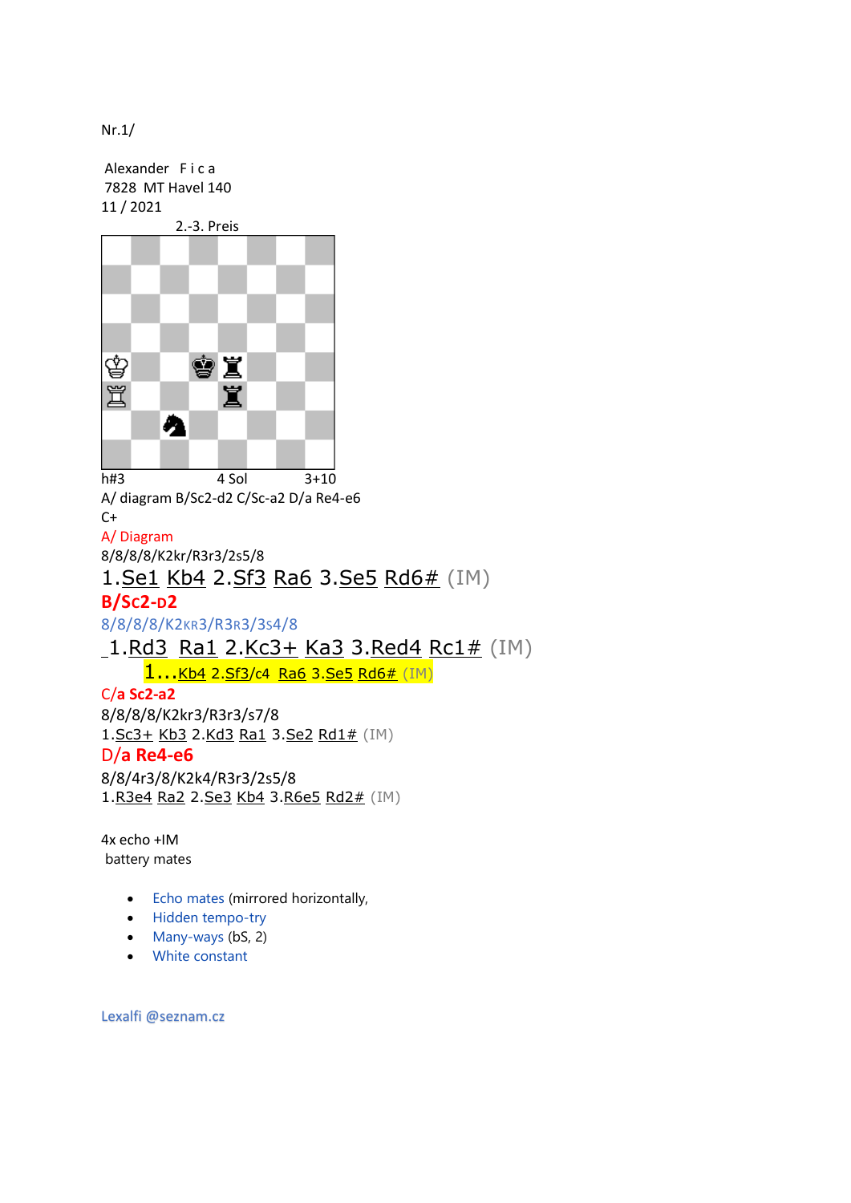Nr.1/

Alexander F i c a
7828 MT Havel 140
11 / 2021

2.-3. Preis

h#3 4 Sol 3+10

A/ diagram B/Sc2-d2 C/Sc-a2 D/a Re4-e6

C+

A/ Diagram

8/8/8/8/K2kr/R3r3/2s5/8

1.Se1 Kb4 2.Sf3 Ra6 3.Se5 Rd6# (IM)

**B/Sc2-d2**

8/8/8/8/K2kr3/R3r3/3s4/8

1.Rd3 Ra1 2.Kc3+ Ka3 3.Red4 Rc1# (IM)

1...Kb4 2.Sf3/c4 Ra6 3.Se5 Rd6# (IM)

**C/a Sc2-a2**

8/8/8/8/K2kr3/R3r3/s7/8

1.Sc3+ Kb3 2.Kd3 Ra1 3.Se2 Rd1# (IM)

**D/a Re4-e6**

8/8/4r3/8/K2k4/R3r3/2s5/8

1.R3e4 Ra2 2.Se3 Kb4 3.R6e5 Rd2# (IM)

4x echo +IM
battery mates

- Echo mates (mirrored horizontally,
- Hidden tempo-try
- Many-ways (bS, 2)
- White constant

Lexalfi @seznam.cz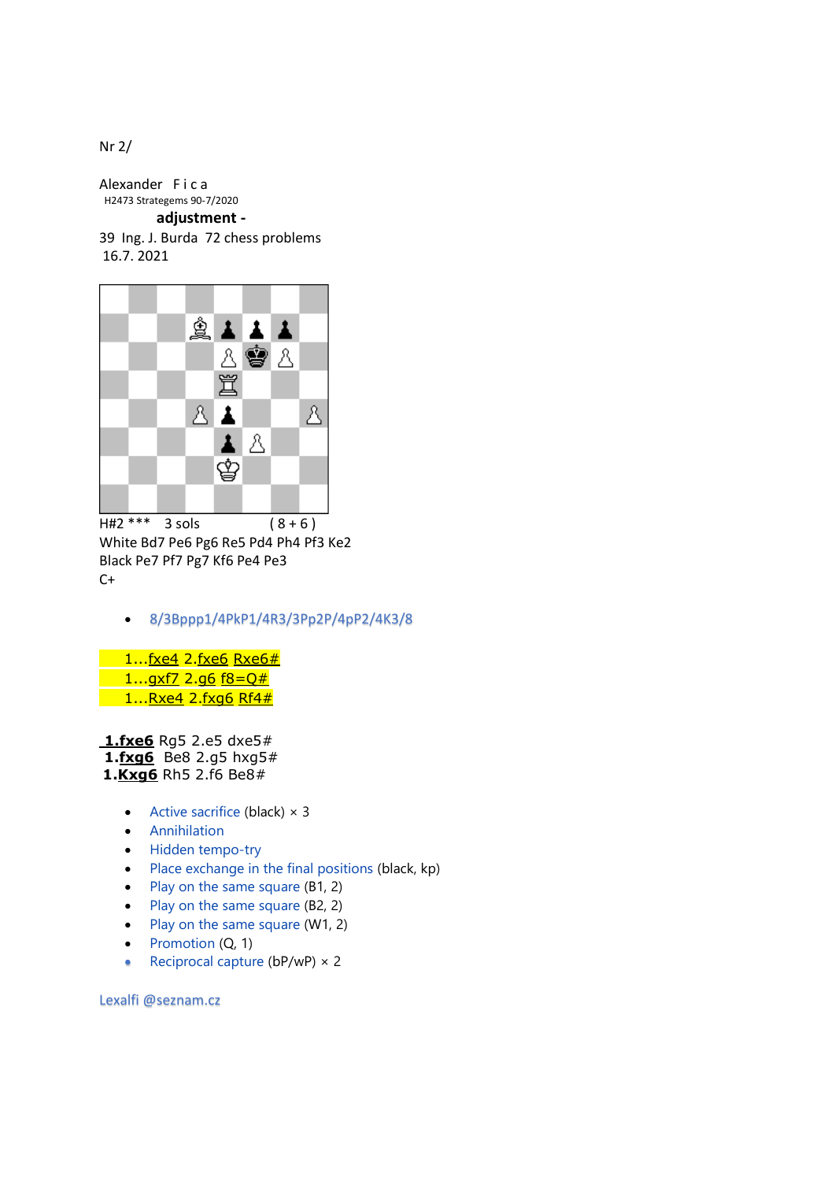Nr 2/

Alexander F i c a
H2473 Strategems 90-7/2020
**adjustment -**
39 Ing. J. Burda 72 chess problems
16.7. 2021

H#2 *** 3 sols ( 8 + 6 )
White Bd7 Pe6 Pg6 Re5 Pd4 Ph4 Pf3 Ke2
Black Pe7 Pf7 Pg7 Kf6 Pe4 Pe3
C+

- 8/3Bppp1/4PkP1/4R3/3Pp2P/4pP2/4K3/8

1...fxe4 2.fxe6 Rxe6#
1...gxf7 2.g6 f8=Q#
1...Rxe4 2.fxg6 Rf4#

**1.fxe6** Rg5 2.e5 dxe5#
**1.fxg6** Be8 2.g5 hxg5#
**1.Kxg6** Rh5 2.f6 Be8#

- Active sacrifice (black) × 3
- Annihilation
- Hidden tempo-try
- Place exchange in the final positions (black, kp)
- Play on the same square (B1, 2)
- Play on the same square (B2, 2)
- Play on the same square (W1, 2)
- Promotion (Q, 1)
- Reciprocal capture (bP/wP) × 2

Lexalfi @seznam.cz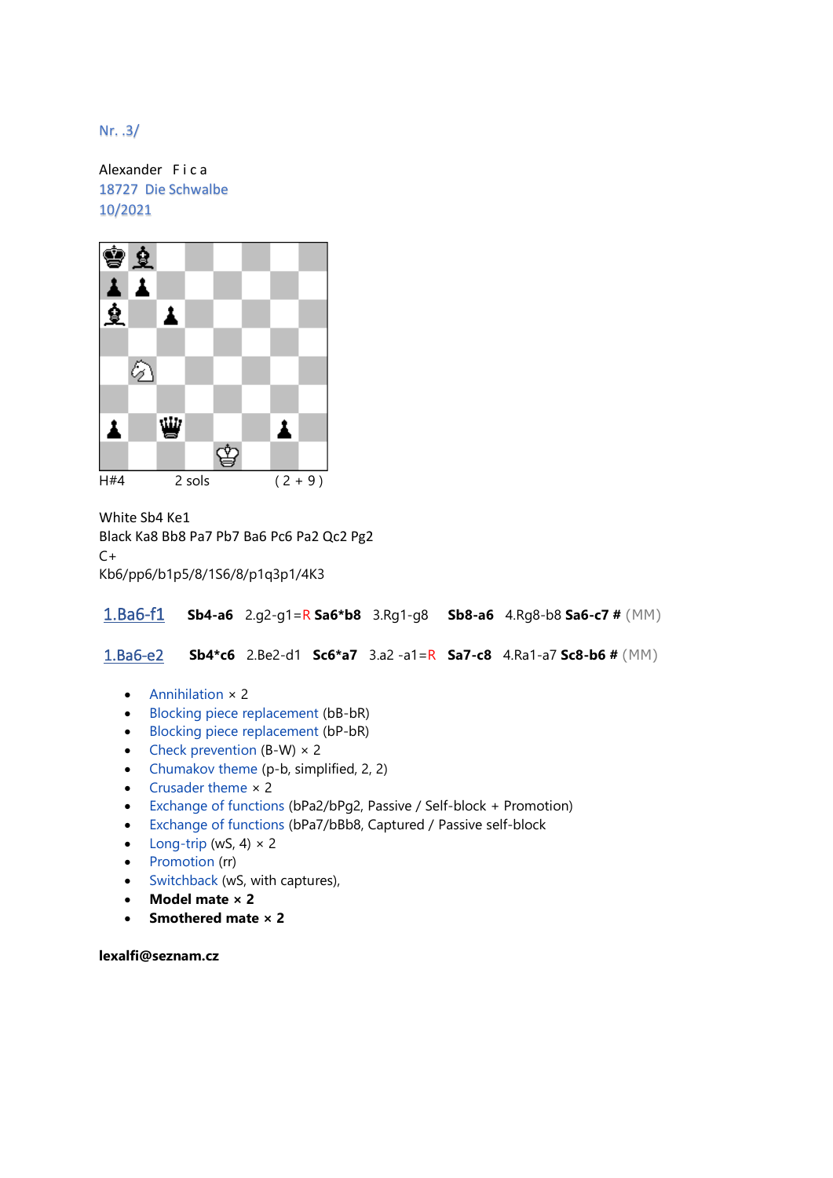Nr. .3/

Alexander F i c a
18727 Die Schwalbe
10/2021

H#4 2 sols ( 2 + 9 )

White Sb4 Ke1
Black Ka8 Bb8 Pa7 Pb7 Ba6 Pc6 Pa2 Qc2 Pg2
C+
Kb6/pp6/b1p5/8/1S6/8/p1q3p1/4K3

1.Ba6-f1 **Sb4-a6** 2.g2-g1=R **Sa6*b8** 3.Rg1-g8 **Sb8-a6** 4.Rg8-b8 **Sa6-c7 #** (MM)

1.Ba6-e2 **Sb4*c6** 2.Be2-d1 **Sc6*a7** 3.a2 -a1=R **Sa7-c8** 4.Ra1-a7 **Sc8-b6 #** (MM)

- Annihilation × 2
- Blocking piece replacement (bB-bR)
- Blocking piece replacement (bP-bR)
- Check prevention (B-W) × 2
- Chumakov theme (p-b, simplified, 2, 2)
- Crusader theme × 2
- Exchange of functions (bPa2/bPg2, Passive / Self-block + Promotion)
- Exchange of functions (bPa7/bBb8, Captured / Passive self-block
- Long-trip (wS, 4) × 2
- Promotion (rr)
- Switchback (wS, with captures),
- **Model mate × 2**
- **Smothered mate × 2**

**lexalfi@seznam.cz**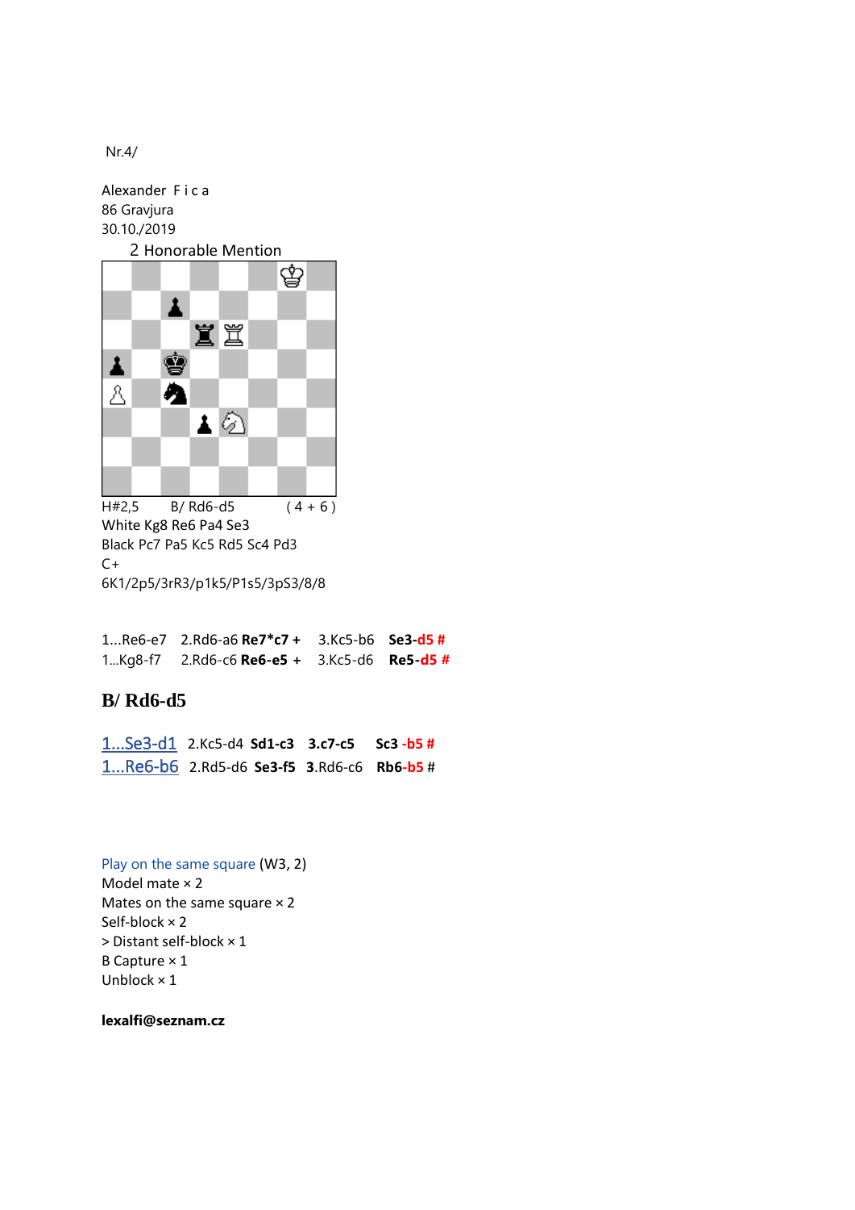Nr.4/

Alexander F i c a
86 Gravjura
30.10./2019

2 Honorable Mention

H#2,5 B/ Rd6-d5 ( 4 + 6 )
White Kg8 Re6 Pa4 Se3
Black Pc7 Pa5 Kc5 Rd5 Sc4 Pd3
C+
6K1/2p5/3rR3/p1k5/P1s5/3pS3/8/8

1...Re6-e7 2.Rd6-a6 **Re7*c7 +** 3.Kc5-b6 **Se3-d5 #**
1...Kg8-f7 2.Rd6-c6 **Re6-e5 +** 3.Kc5-d6 **Re5-d5 #**

## B/ Rd6-d5

1...Se3-d1 2.Kc5-d4 **Sd1-c3** **3.c7-c5** **Sc3 -b5 #**
1...Re6-b6 2.Rd5-d6 **Se3-f5** **3**.Rd6-c6 **Rb6-b5** #

Play on the same square (W3, 2)
Model mate × 2
Mates on the same square × 2
Self-block × 2
> Distant self-block × 1
B Capture × 1
Unblock × 1

**lexalfi@seznam.cz**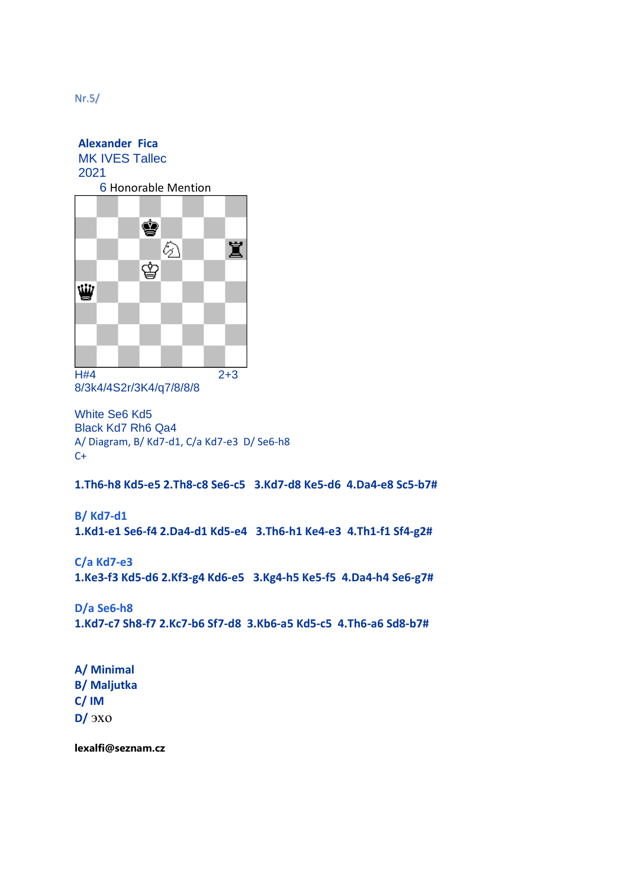Nr.5/

**Alexander Fica**
MK IVES Tallec
2021
6 Honorable Mention

H#4 2+3
8/3k4/4S2r/3K4/q7/8/8/8

White Se6 Kd5
Black Kd7 Rh6 Qa4
A/ Diagram, B/ Kd7-d1, C/a Kd7-e3 D/ Se6-h8
C+

**1.Th6-h8 Kd5-e5 2.Th8-c8 Se6-c5 3.Kd7-d8 Ke5-d6 4.Da4-e8 Sc5-b7#**

**B/ Kd7-d1**
**1.Kd1-e1 Se6-f4 2.Da4-d1 Kd5-e4 3.Th6-h1 Ke4-e3 4.Th1-f1 Sf4-g2#**

**C/a Kd7-e3**
**1.Ke3-f3 Kd5-d6 2.Kf3-g4 Kd6-e5 3.Kg4-h5 Ke5-f5 4.Da4-h4 Se6-g7#**

**D/a Se6-h8**
**1.Kd7-c7 Sh8-f7 2.Kc7-b6 Sf7-d8 3.Kb6-a5 Kd5-c5 4.Th6-a6 Sd8-b7#**

**A/ Minimal**
**B/ Maljutka**
**C/ IM**
**D/ эхо**

**lexalfi@seznam.cz**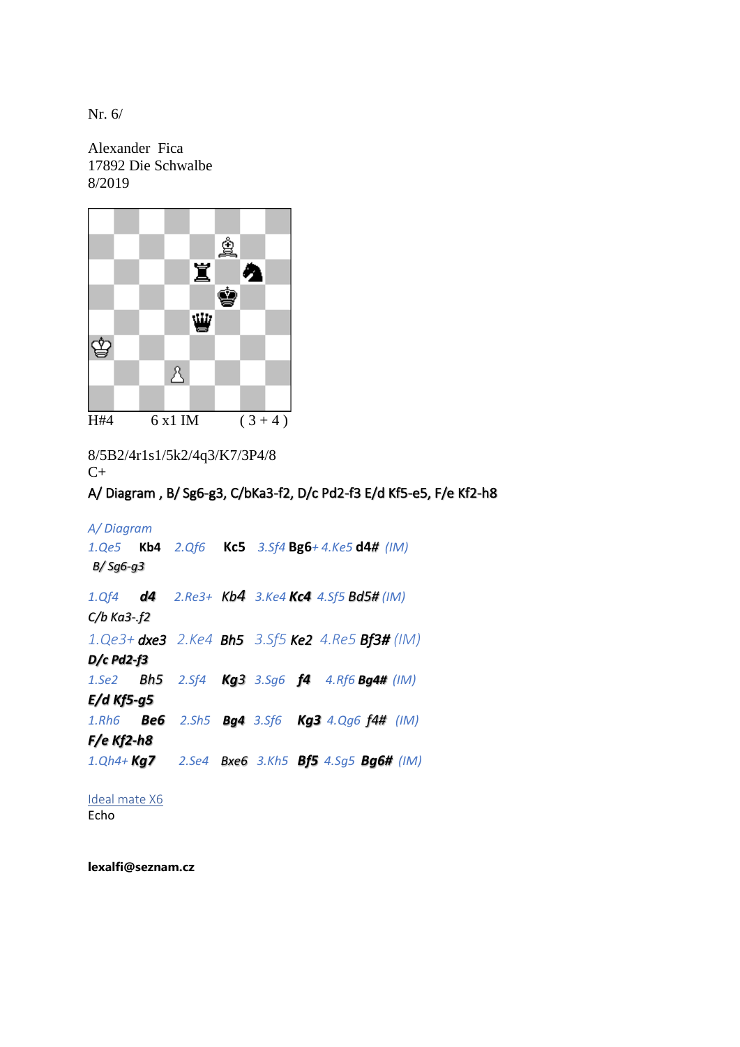Nr. 6/

Alexander Fica
17892 Die Schwalbe
8/2019

H#4 6 x1 IM ( 3 + 4 )

8/5B2/4r1s1/5k2/4q3/K7/3P4/8
C+

A/ Diagram , B/ Sg6-g3, C/bKa3-f2, D/c Pd2-f3 E/d Kf5-e5, F/e Kf2-h8

*A/ Diagram*
*1.Qe5* **Kb4** *2.Qf6* **Kc5** *3.Sf4* **Bg6**+ *4.Ke5* **d4#** *(IM)*
*B/ Sg6-g3*

*1.Qf4* ***d4*** *2.Re3+* *Kb4* *3.Ke4* ***Kc4*** *4.Sf5* ***Bd5#*** *(IM)*
*C/b Ka3-.f2*
*1.Qe3+* ***dxe3*** *2.Ke4* ***Bh5*** *3.Sf5* ***Ke2*** *4.Re5* ***Bf3#*** *(IM)*
***D/c Pd2-f3***
*1.Se2* *Bh5* *2.Sf4* ***Kg3*** *3.Sg6* ***f4*** *4.Rf6* ***Bg4#*** *(IM)*
***E/d Kf5-g5***
*1.Rh6* ***Be6*** *2.Sh5* ***Bg4*** *3.Sf6* ***Kg3*** *4.Qg6* ***f4#*** *(IM)*
***F/e Kf2-h8***
*1.Qh4+* ***Kg7*** *2.Se4* *Bxe6* *3.Kh5* ***Bf5*** *4.Sg5* ***Bg6#*** *(IM)*

Ideal mate X6
Echo

**lexalfi@seznam.cz**